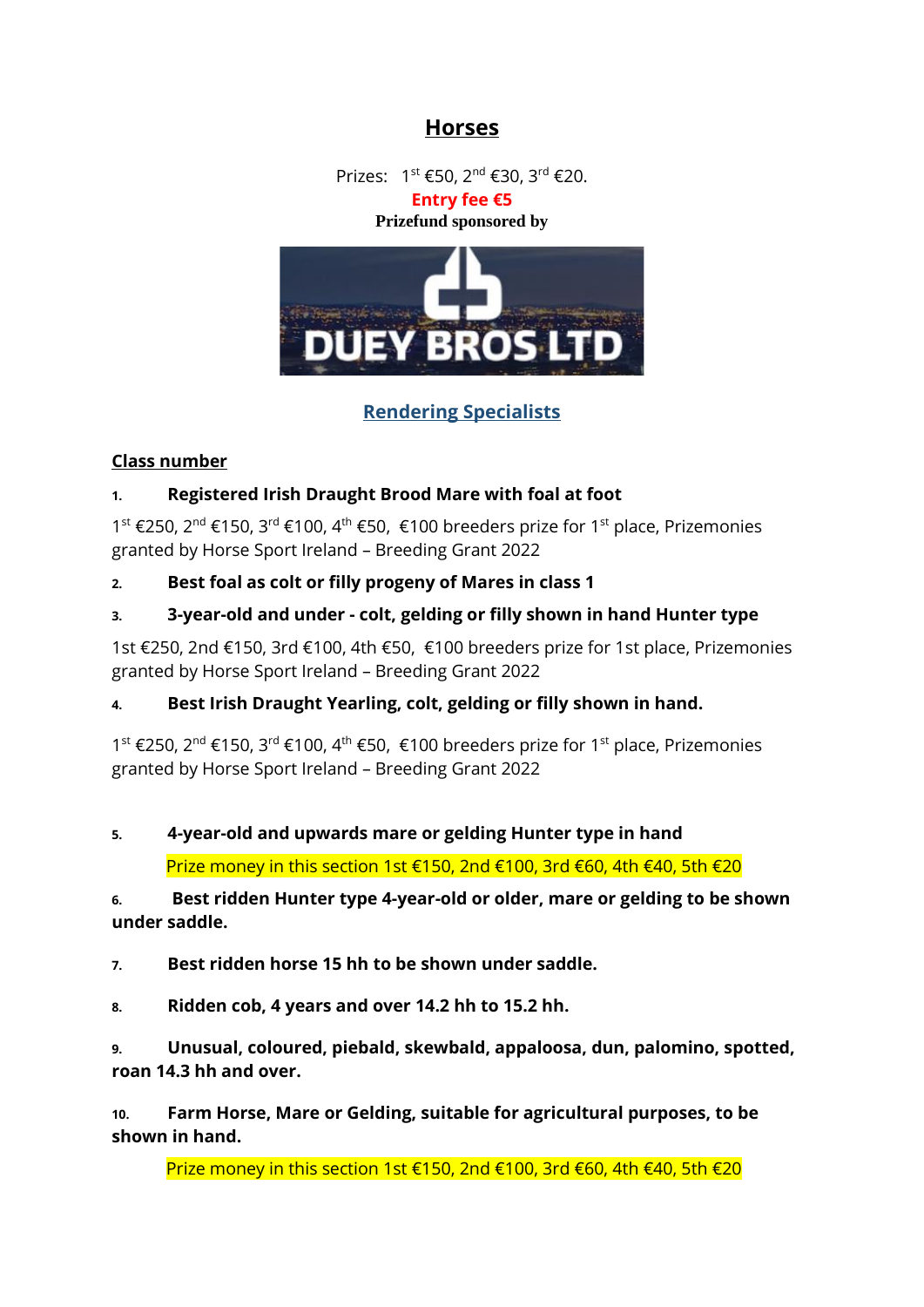# Horses

Prizes: 1st €50, 2nd €30, 3rd €20.

**Entry fee €5**

**Prizefund sponsored by**

DUEY BROS LTD

**Rendering Specialists**

**Class number**

1. **Registered Irish Draught Brood Mare with foal at foot**

1st €250, 2nd €150, 3rd €100, 4th €50, €100 breeders prize for 1st place, Prizemonies granted by Horse Sport Ireland – Breeding Grant 2022

2. **Best foal as colt or filly progeny of Mares in class 1**

3. **3-year-old and under - colt, gelding or filly shown in hand Hunter type**

1st €250, 2nd €150, 3rd €100, 4th €50, €100 breeders prize for 1st place, Prizemonies granted by Horse Sport Ireland – Breeding Grant 2022

4. **Best Irish Draught Yearling, colt, gelding or filly shown in hand.**

1st €250, 2nd €150, 3rd €100, 4th €50, €100 breeders prize for 1st place, Prizemonies granted by Horse Sport Ireland – Breeding Grant 2022

5. **4-year-old and upwards mare or gelding Hunter type in hand**

Prize money in this section 1st €150, 2nd €100, 3rd €60, 4th €40, 5th €20

6. **Best ridden Hunter type 4-year-old or older, mare or gelding to be shown under saddle.**

7. **Best ridden horse 15 hh to be shown under saddle.**

8. **Ridden cob, 4 years and over 14.2 hh to 15.2 hh.**

9. **Unusual, coloured, piebald, skewbald, appaloosa, dun, palomino, spotted, roan 14.3 hh and over.**

10. **Farm Horse, Mare or Gelding, suitable for agricultural purposes, to be shown in hand.**

Prize money in this section 1st €150, 2nd €100, 3rd €60, 4th €40, 5th €20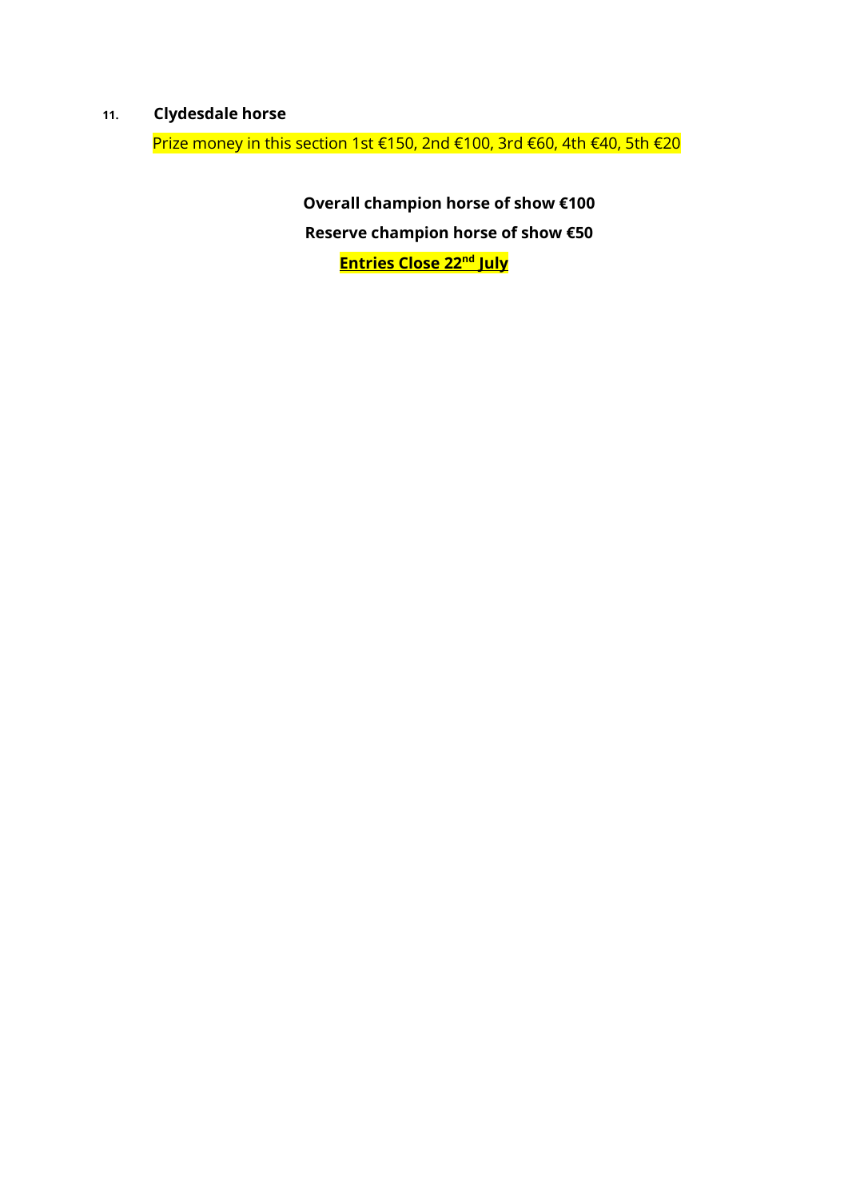**11. Clydesdale horse**

Prize money in this section 1st €150, 2nd €100, 3rd €60, 4th €40, 5th €20

**Overall champion horse of show €100**

**Reserve champion horse of show €50**

**Entries Close 22nd July**